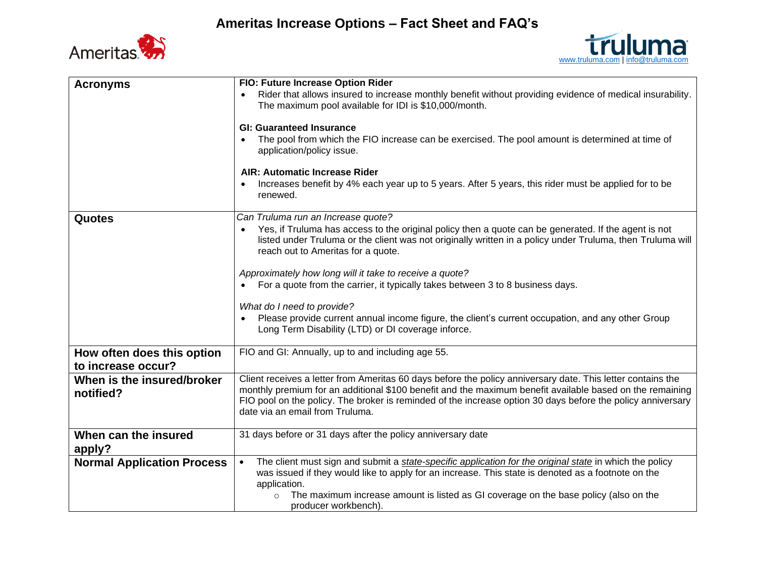# Ameritas Increase Options – Fact Sheet and FAQ's

Ameritas

truluma
www.truluma.com | info@truluma.com

| | |
|---|---|
| **Acronyms** | **FIO: Future Increase Option Rider**<br>• Rider that allows insured to increase monthly benefit without providing evidence of medical insurability. The maximum pool available for IDI is $10,000/month.<br><br>**GI: Guaranteed Insurance**<br>• The pool from which the FIO increase can be exercised. The pool amount is determined at time of application/policy issue.<br><br>**AIR: Automatic Increase Rider**<br>• Increases benefit by 4% each year up to 5 years. After 5 years, this rider must be applied for to be renewed. |
| **Quotes** | *Can Truluma run an Increase quote?*<br>• Yes, if Truluma has access to the original policy then a quote can be generated. If the agent is not listed under Truluma or the client was not originally written in a policy under Truluma, then Truluma will reach out to Ameritas for a quote.<br><br>*Approximately how long will it take to receive a quote?*<br>• For a quote from the carrier, it typically takes between 3 to 8 business days.<br><br>*What do I need to provide?*<br>• Please provide current annual income figure, the client's current occupation, and any other Group Long Term Disability (LTD) or DI coverage inforce. |
| **How often does this option to increase occur?** | FIO and GI: Annually, up to and including age 55. |
| **When is the insured/broker notified?** | Client receives a letter from Ameritas 60 days before the policy anniversary date. This letter contains the monthly premium for an additional $100 benefit and the maximum benefit available based on the remaining FIO pool on the policy. The broker is reminded of the increase option 30 days before the policy anniversary date via an email from Truluma. |
| **When can the insured apply?** | 31 days before or 31 days after the policy anniversary date |
| **Normal Application Process** | • The client must sign and submit a *state-specific application for the original state* in which the policy was issued if they would like to apply for an increase. This state is denoted as a footnote on the application.<br>&nbsp;&nbsp;&nbsp;&nbsp;○ The maximum increase amount is listed as GI coverage on the base policy (also on the producer workbench). |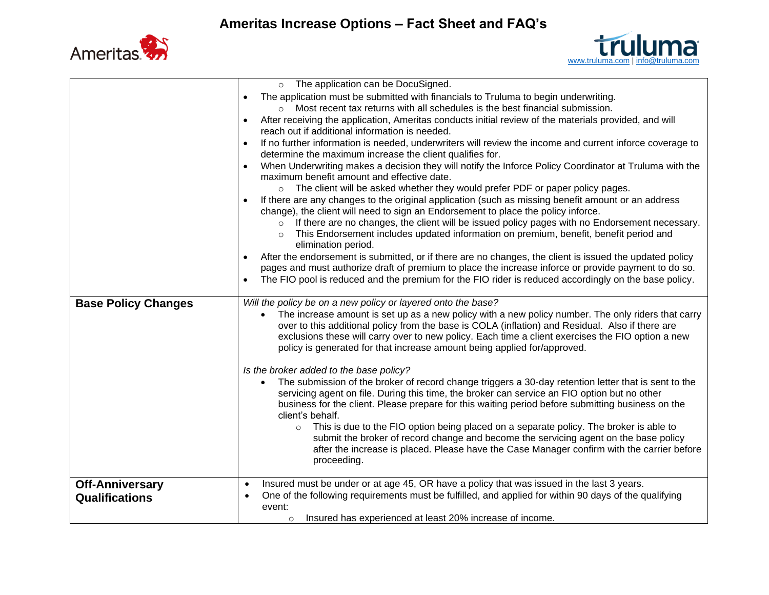| | |
|---|---|
| | ○ The application can be DocuSigned.<br>• The application must be submitted with financials to Truluma to begin underwriting.<br>  ○ Most recent tax returns with all schedules is the best financial submission.<br>• After receiving the application, Ameritas conducts initial review of the materials provided, and will reach out if additional information is needed.<br>• If no further information is needed, underwriters will review the income and current inforce coverage to determine the maximum increase the client qualifies for.<br>• When Underwriting makes a decision they will notify the Inforce Policy Coordinator at Truluma with the maximum benefit amount and effective date.<br>  ○ The client will be asked whether they would prefer PDF or paper policy pages.<br>• If there are any changes to the original application (such as missing benefit amount or an address change), the client will need to sign an Endorsement to place the policy inforce.<br>  ○ If there are no changes, the client will be issued policy pages with no Endorsement necessary.<br>  ○ This Endorsement includes updated information on premium, benefit, benefit period and elimination period.<br>• After the endorsement is submitted, or if there are no changes, the client is issued the updated policy pages and must authorize draft of premium to place the increase inforce or provide payment to do so.<br>• The FIO pool is reduced and the premium for the FIO rider is reduced accordingly on the base policy. |
| **Base Policy Changes** | *Will the policy be on a new policy or layered onto the base?*<br>• The increase amount is set up as a new policy with a new policy number. The only riders that carry over to this additional policy from the base is COLA (inflation) and Residual. Also if there are exclusions these will carry over to new policy. Each time a client exercises the FIO option a new policy is generated for that increase amount being applied for/approved.<br><br>*Is the broker added to the base policy?*<br>• The submission of the broker of record change triggers a 30-day retention letter that is sent to the servicing agent on file. During this time, the broker can service an FIO option but no other business for the client. Please prepare for this waiting period before submitting business on the client's behalf.<br>  ○ This is due to the FIO option being placed on a separate policy. The broker is able to submit the broker of record change and become the servicing agent on the base policy after the increase is placed. Please have the Case Manager confirm with the carrier before proceeding. |
| **Off-Anniversary Qualifications** | • Insured must be under or at age 45, OR have a policy that was issued in the last 3 years.<br>• One of the following requirements must be fulfilled, and applied for within 90 days of the qualifying event:<br>  ○ Insured has experienced at least 20% increase of income. |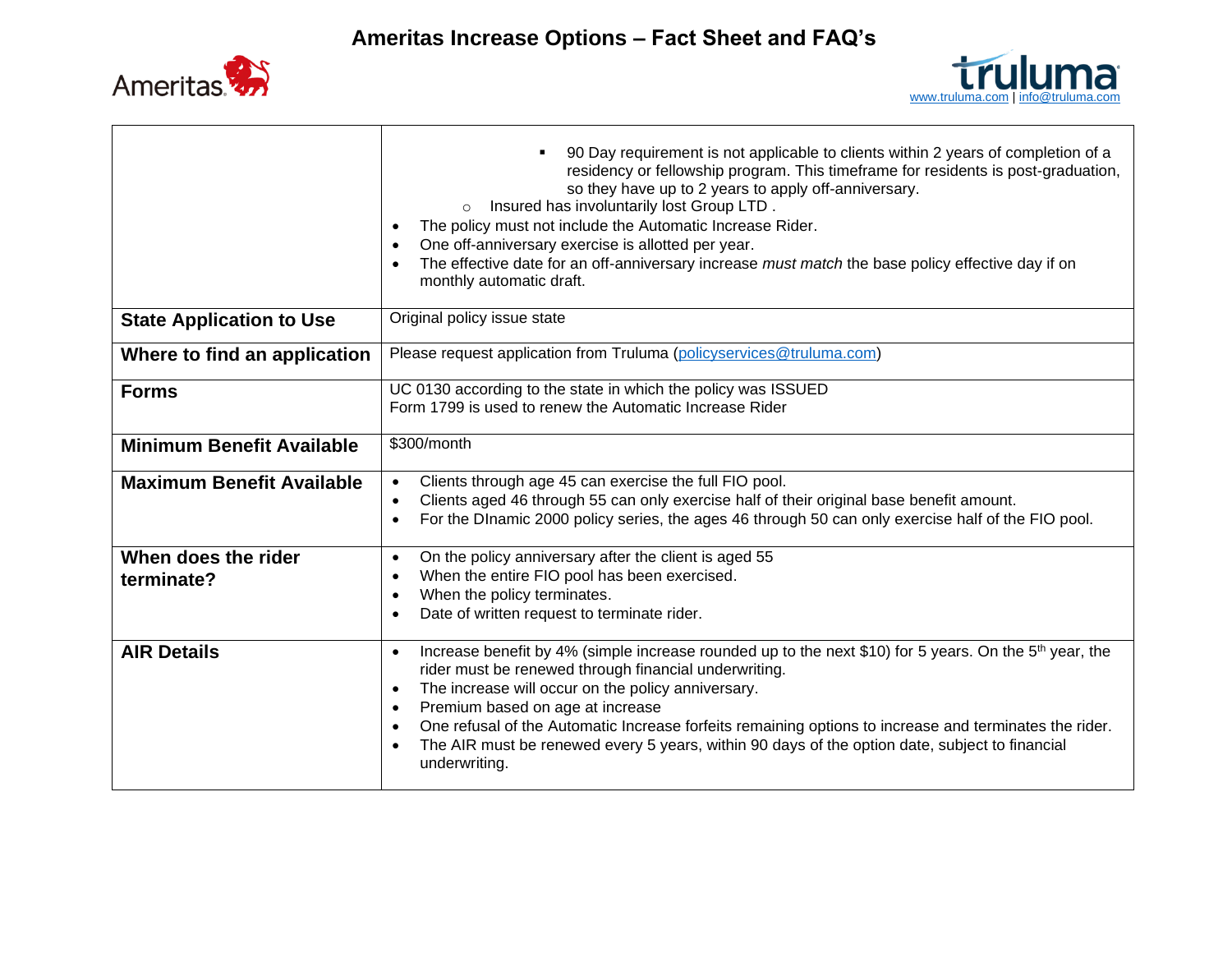| | |
|---|---|
| | ▪ 90 Day requirement is not applicable to clients within 2 years of completion of a residency or fellowship program. This timeframe for residents is post-graduation, so they have up to 2 years to apply off-anniversary.<br>○ Insured has involuntarily lost Group LTD .<br>• The policy must not include the Automatic Increase Rider.<br>• One off-anniversary exercise is allotted per year.<br>• The effective date for an off-anniversary increase *must match* the base policy effective day if on monthly automatic draft. |
| **State Application to Use** | Original policy issue state |
| **Where to find an application** | Please request application from Truluma (policyservices@truluma.com) |
| **Forms** | UC 0130 according to the state in which the policy was ISSUED<br>Form 1799 is used to renew the Automatic Increase Rider |
| **Minimum Benefit Available** | $300/month |
| **Maximum Benefit Available** | • Clients through age 45 can exercise the full FIO pool.<br>• Clients aged 46 through 55 can only exercise half of their original base benefit amount.<br>• For the DInamic 2000 policy series, the ages 46 through 50 can only exercise half of the FIO pool. |
| **When does the rider terminate?** | • On the policy anniversary after the client is aged 55<br>• When the entire FIO pool has been exercised.<br>• When the policy terminates.<br>• Date of written request to terminate rider. |
| **AIR Details** | • Increase benefit by 4% (simple increase rounded up to the next $10) for 5 years. On the 5th year, the rider must be renewed through financial underwriting.<br>• The increase will occur on the policy anniversary.<br>• Premium based on age at increase<br>• One refusal of the Automatic Increase forfeits remaining options to increase and terminates the rider.<br>• The AIR must be renewed every 5 years, within 90 days of the option date, subject to financial underwriting. |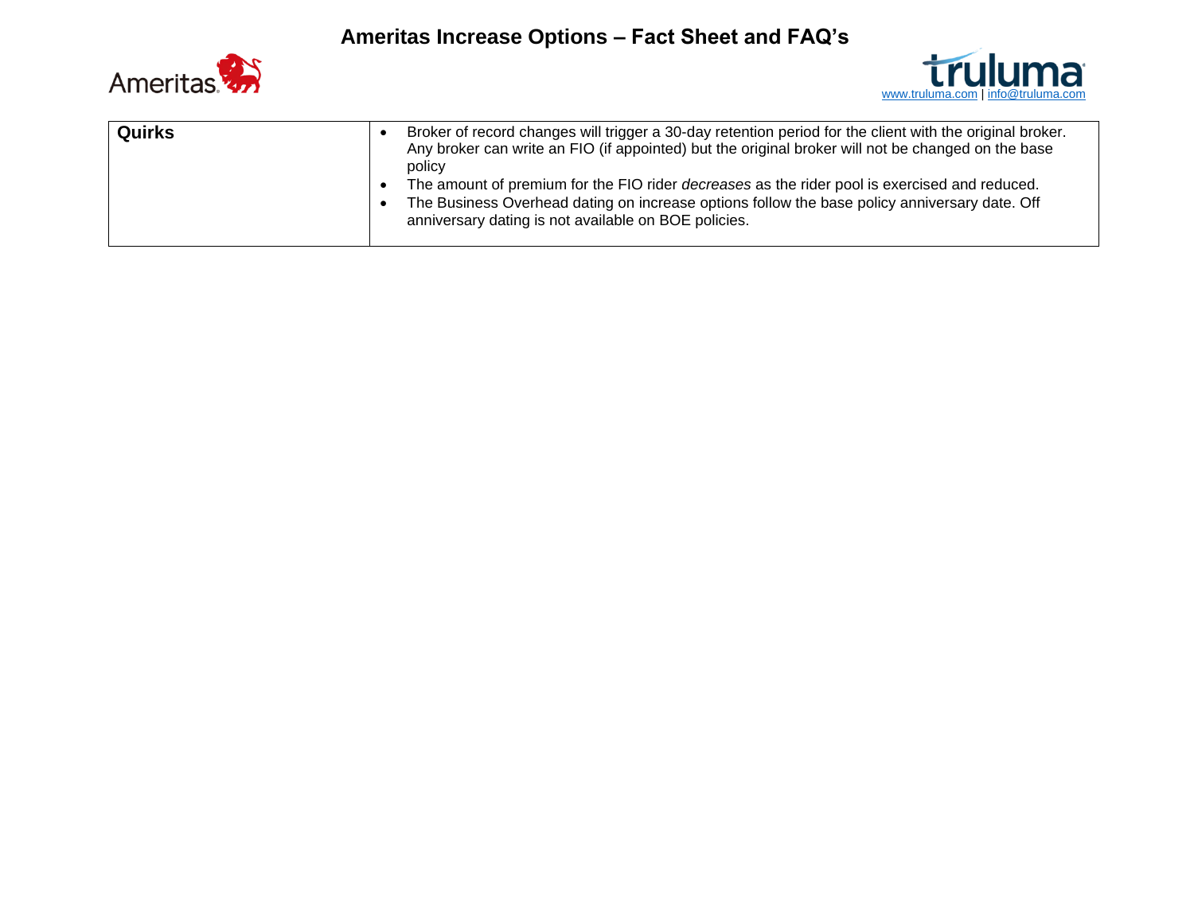| | |
|---|---|
| **Quirks** | • Broker of record changes will trigger a 30-day retention period for the client with the original broker. Any broker can write an FIO (if appointed) but the original broker will not be changed on the base policy<br>• The amount of premium for the FIO rider *decreases* as the rider pool is exercised and reduced.<br>• The Business Overhead dating on increase options follow the base policy anniversary date. Off anniversary dating is not available on BOE policies. |